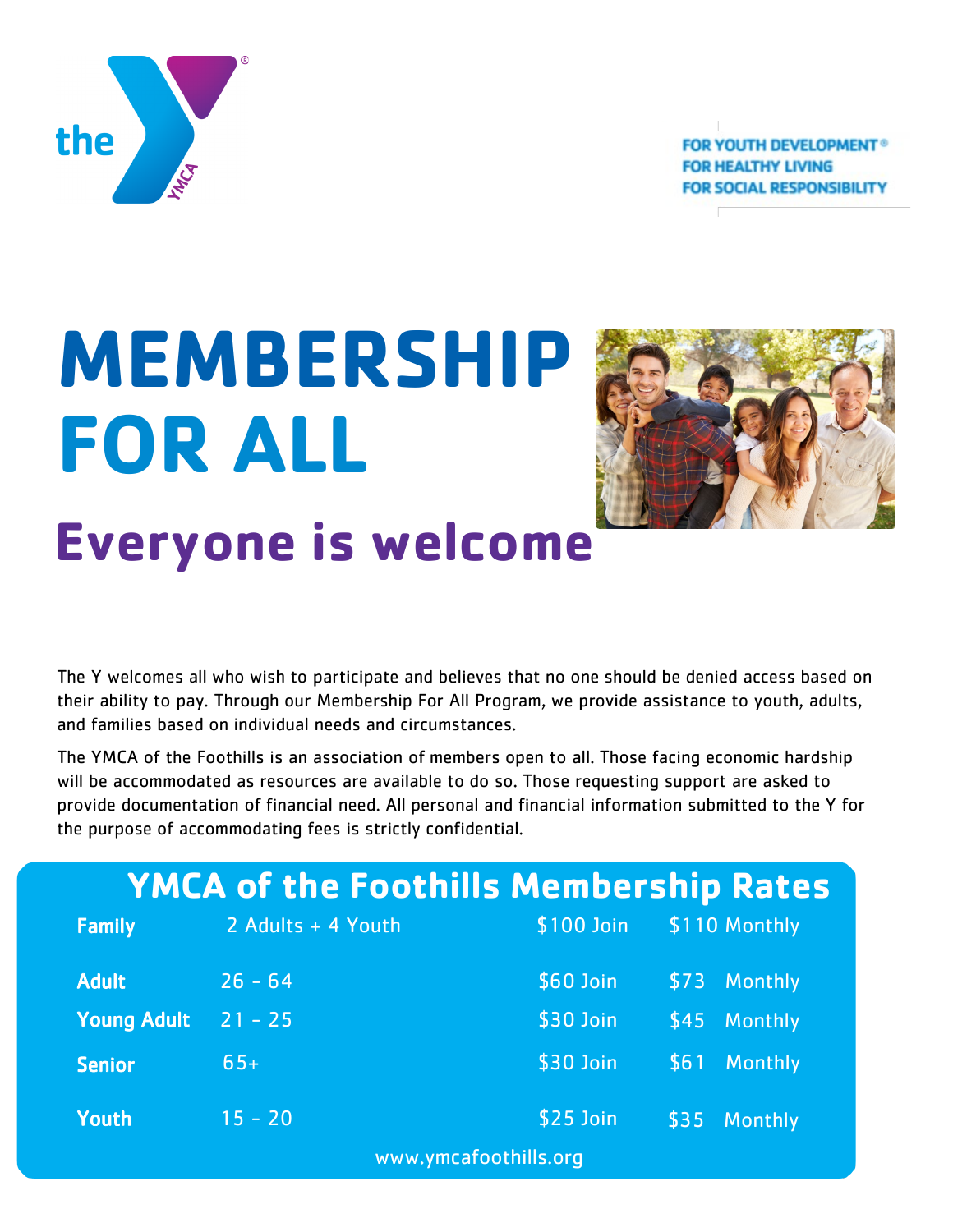FOR YOUTH DEVELOPMENT®
FOR HEALTHY LIVING
FOR SOCIAL RESPONSIBILITY

# MEMBERSHIP FOR ALL

## Everyone is welcome

The Y welcomes all who wish to participate and believes that no one should be denied access based on their ability to pay. Through our Membership For All Program, we provide assistance to youth, adults, and families based on individual needs and circumstances.

The YMCA of the Foothills is an association of members open to all. Those facing economic hardship will be accommodated as resources are available to do so. Those requesting support are asked to provide documentation of financial need. All personal and financial information submitted to the Y for the purpose of accommodating fees is strictly confidential.

## YMCA of the Foothills Membership Rates

| | | | |
|---|---|---|---|
| **Family** | 2 Adults + 4 Youth | $100 Join | $110 Monthly |
| **Adult** | 26 - 64 | $60 Join | $73 Monthly |
| **Young Adult** | 21 - 25 | $30 Join | $45 Monthly |
| **Senior** | 65+ | $30 Join | $61 Monthly |
| **Youth** | 15 - 20 | $25 Join | $35 Monthly |

www.ymcafoothills.org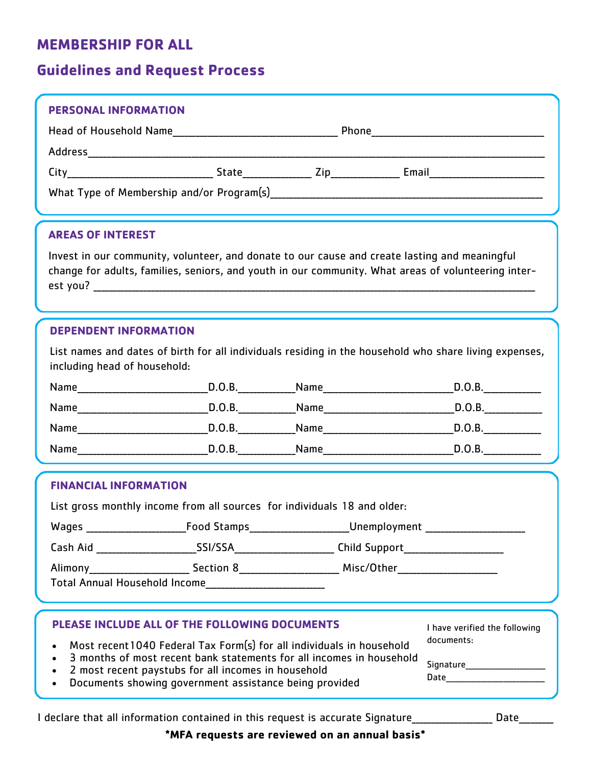# MEMBERSHIP FOR ALL

## Guidelines and Request Process

### PERSONAL INFORMATION

Head of Household Name______________________________ Phone______________________________

Address______________________________________________________________________________

City_________________________ State___________ Zip___________ Email____________________

What Type of Membership and/or Program(s)______________________________________________

### AREAS OF INTEREST

Invest in our community, volunteer, and donate to our cause and create lasting and meaningful change for adults, families, seniors, and youth in our community. What areas of volunteering interest you? ____________________________________________________________________________

### DEPENDENT INFORMATION

List names and dates of birth for all individuals residing in the household who share living expenses, including head of household:

Name______________________D.O.B.__________Name______________________D.O.B.__________

Name______________________D.O.B.__________Name______________________D.O.B.__________

Name______________________D.O.B.__________Name______________________D.O.B.__________

Name______________________D.O.B.__________Name______________________D.O.B.__________

### FINANCIAL INFORMATION

List gross monthly income from all sources for individuals 18 and older:

Wages _________________Food Stamps_________________Unemployment _________________

Cash Aid _________________SSI/SSA_________________ Child Support_________________

Alimony_________________ Section 8_________________ Misc/Other_________________

Total Annual Household Income_____________________

### PLEASE INCLUDE ALL OF THE FOLLOWING DOCUMENTS

- Most recent1040 Federal Tax Form(s) for all individuals in household
- 3 months of most recent bank statements for all incomes in household
- 2 most recent paystubs for all incomes in household
- Documents showing government assistance being provided

I have verified the following documents:

Signature_________________

Date_____________________

I declare that all information contained in this request is accurate Signature______________ Date______

**\*MFA requests are reviewed on an annual basis\***